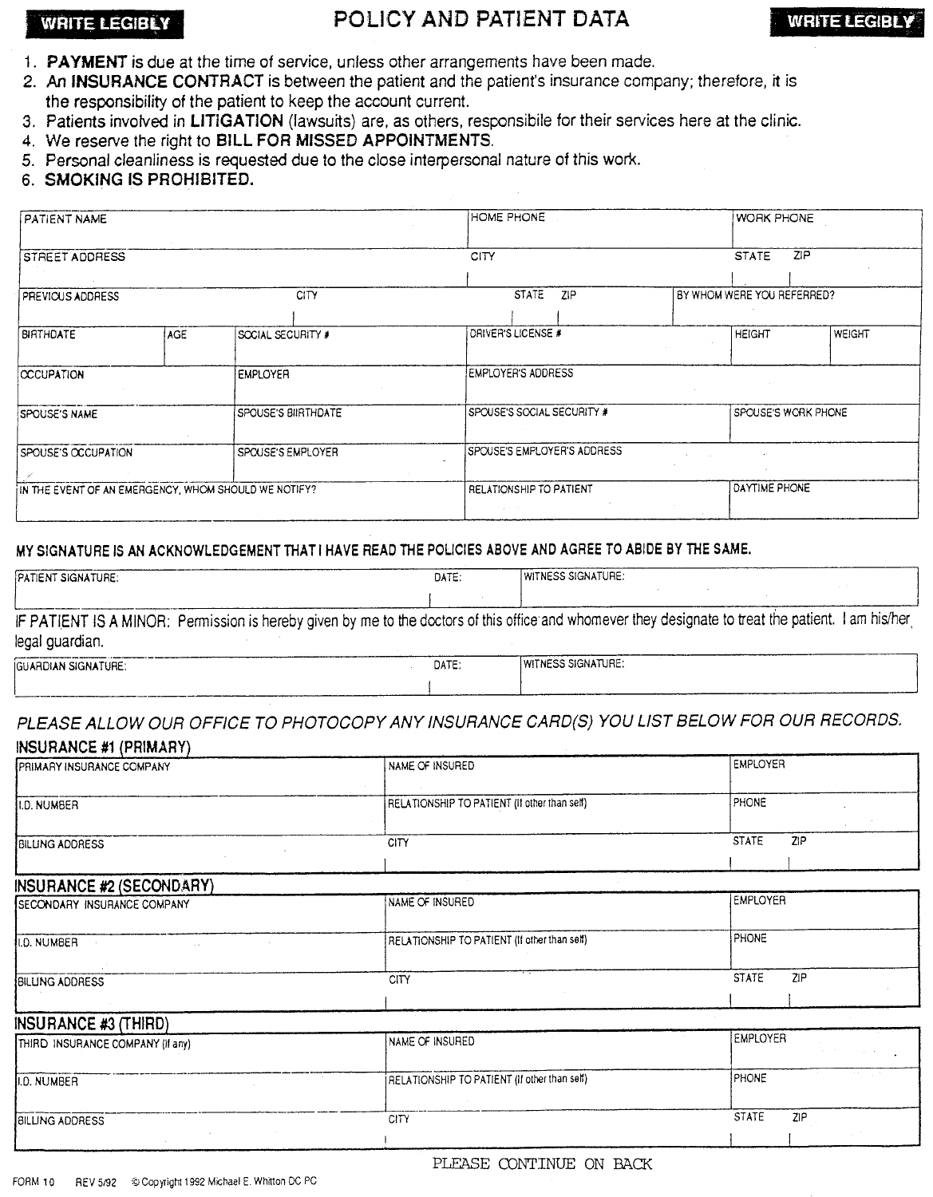**WRITE LEGIBLY**

# POLICY AND PATIENT DATA

**WRITE LEGIBLY**

1. **PAYMENT** is due at the time of service, unless other arrangements have been made.
2. An **INSURANCE CONTRACT** is between the patient and the patient's insurance company; therefore, it is the responsibility of the patient to keep the account current.
3. Patients involved in **LITIGATION** (lawsuits) are, as others, responsibile for their services here at the clinic.
4. We reserve the right to **BILL FOR MISSED APPOINTMENTS**.
5. Personal cleanliness is requested due to the close interpersonal nature of this work.
6. **SMOKING IS PROHIBITED.**

| PATIENT NAME | | HOME PHONE | WORK PHONE |
|---|---|---|---|
| STREET ADDRESS | | CITY | STATE / ZIP |
| PREVIOUS ADDRESS / CITY | | STATE / ZIP | BY WHOM WERE YOU REFERRED? |
| BIRTHDATE / AGE | SOCIAL SECURITY # | DRIVER'S LICENSE # | HEIGHT / WEIGHT |
| OCCUPATION | EMPLOYER | EMPLOYER'S ADDRESS | |
| SPOUSE'S NAME | SPOUSE'S BIIRTHDATE | SPOUSE'S SOCIAL SECURITY # | SPOUSE'S WORK PHONE |
| SPOUSE'S OCCUPATION | SPOUSE'S EMPLOYER | SPOUSE'S EMPLOYER'S ADDRESS | |
| IN THE EVENT OF AN EMERGENCY, WHOM SHOULD WE NOTIFY? | | RELATIONSHIP TO PATIENT | DAYTIME PHONE |

**MY SIGNATURE IS AN ACKNOWLEDGEMENT THAT I HAVE READ THE POLICIES ABOVE AND AGREE TO ABIDE BY THE SAME.**

| PATIENT SIGNATURE: | DATE: | WITNESS SIGNATURE: |
|---|---|---|

IF PATIENT IS A MINOR: Permission is hereby given by me to the doctors of this office and whomever they designate to treat the patient. I am his/her legal guardian.

| GUARDIAN SIGNATURE: | DATE: | WITNESS SIGNATURE: |
|---|---|---|

*PLEASE ALLOW OUR OFFICE TO PHOTOCOPY ANY INSURANCE CARD(S) YOU LIST BELOW FOR OUR RECORDS.*

## INSURANCE #1 (PRIMARY)

| PRIMARY INSURANCE COMPANY | NAME OF INSURED | EMPLOYER |
|---|---|---|
| I.D. NUMBER | RELATIONSHIP TO PATIENT (If other than self) | PHONE |
| BILLING ADDRESS | CITY | STATE / ZIP |

## INSURANCE #2 (SECONDARY)

| SECONDARY INSURANCE COMPANY | NAME OF INSURED | EMPLOYER |
|---|---|---|
| I.D. NUMBER | RELATIONSHIP TO PATIENT (If other than self) | PHONE |
| BILLING ADDRESS | CITY | STATE / ZIP |

## INSURANCE #3 (THIRD)

| THIRD INSURANCE COMPANY (if any) | NAME OF INSURED | EMPLOYER |
|---|---|---|
| I.D. NUMBER | RELATIONSHIP TO PATIENT (If other than self) | PHONE |
| BILLING ADDRESS | CITY | STATE / ZIP |

PLEASE CONTINUE ON BACK

FORM 10 REV 5/92 © Copyright 1992 Michael E. Whitton DC PC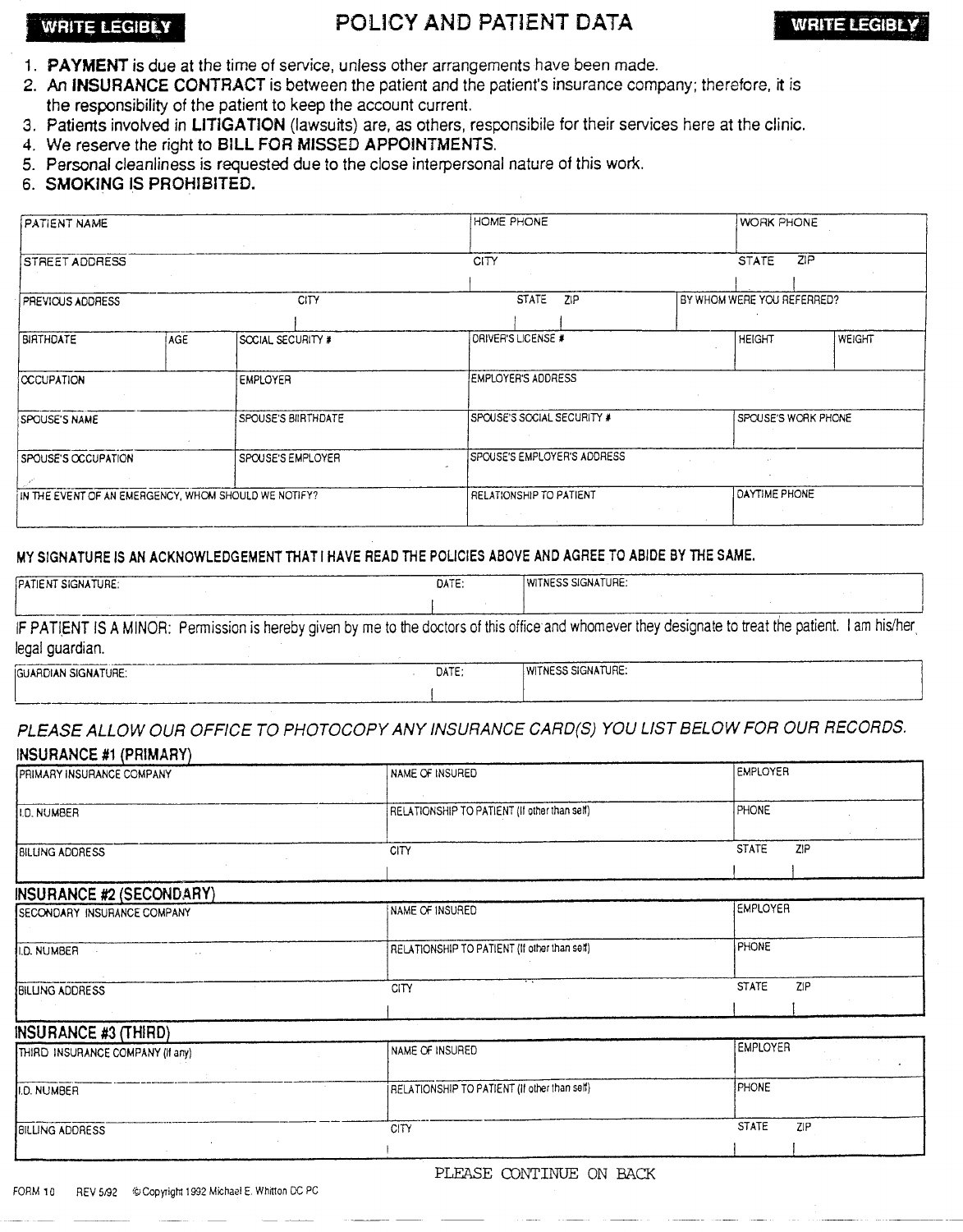**WRITE LEGIBLY**

# POLICY AND PATIENT DATA

**WRITE LEGIBLY**

1. **PAYMENT** is due at the time of service, unless other arrangements have been made.
2. An **INSURANCE CONTRACT** is between the patient and the patient's insurance company; therefore, it is the responsibility of the patient to keep the account current.
3. Patients involved in **LITIGATION** (lawsuits) are, as others, responsibile for their services here at the clinic.
4. We reserve the right to **BILL FOR MISSED APPOINTMENTS**.
5. Personal cleanliness is requested due to the close interpersonal nature of this work.
6. **SMOKING IS PROHIBITED.**

| | | | |
|---|---|---|---|
| PATIENT NAME | | HOME PHONE | WORK PHONE |
| STREET ADDRESS | | CITY | STATE ZIP |
| PREVIOUS ADDRESS | CITY | STATE ZIP | BY WHOM WERE YOU REFERRED? |
| BIRTHDATE / AGE | SOCIAL SECURITY # | DRIVER'S LICENSE # | HEIGHT / WEIGHT |
| OCCUPATION | EMPLOYER | EMPLOYER'S ADDRESS | |
| SPOUSE'S NAME | SPOUSE'S BIRTHDATE | SPOUSE'S SOCIAL SECURITY # | SPOUSE'S WORK PHONE |
| SPOUSE'S OCCUPATION | SPOUSE'S EMPLOYER | SPOUSE'S EMPLOYER'S ADDRESS | |
| IN THE EVENT OF AN EMERGENCY, WHOM SHOULD WE NOTIFY? | | RELATIONSHIP TO PATIENT | DAYTIME PHONE |

**MY SIGNATURE IS AN ACKNOWLEDGEMENT THAT I HAVE READ THE POLICIES ABOVE AND AGREE TO ABIDE BY THE SAME.**

| | | |
|---|---|---|
| PATIENT SIGNATURE: | DATE: | WITNESS SIGNATURE: |

IF PATIENT IS A MINOR: Permission is hereby given by me to the doctors of this office and whomever they designate to treat the patient. I am his/her legal guardian.

| | | |
|---|---|---|
| GUARDIAN SIGNATURE: | DATE: | WITNESS SIGNATURE: |

*PLEASE ALLOW OUR OFFICE TO PHOTOCOPY ANY INSURANCE CARD(S) YOU LIST BELOW FOR OUR RECORDS.*

**INSURANCE #1 (PRIMARY)**

| | | |
|---|---|---|
| PRIMARY INSURANCE COMPANY | NAME OF INSURED | EMPLOYER |
| I.D. NUMBER | RELATIONSHIP TO PATIENT (If other than self) | PHONE |
| BILLING ADDRESS | CITY | STATE ZIP |

**INSURANCE #2 (SECONDARY)**

| | | |
|---|---|---|
| SECONDARY INSURANCE COMPANY | NAME OF INSURED | EMPLOYER |
| I.D. NUMBER | RELATIONSHIP TO PATIENT (If other than self) | PHONE |
| BILLING ADDRESS | CITY | STATE ZIP |

**INSURANCE #3 (THIRD)**

| | | |
|---|---|---|
| THIRD INSURANCE COMPANY (If any) | NAME OF INSURED | EMPLOYER |
| I.D. NUMBER | RELATIONSHIP TO PATIENT (If other than self) | PHONE |
| BILLING ADDRESS | CITY | STATE ZIP |

PLEASE CONTINUE ON BACK

FORM 10 REV 5/92 © Copyright 1992 Michael E. Whitton DC PC